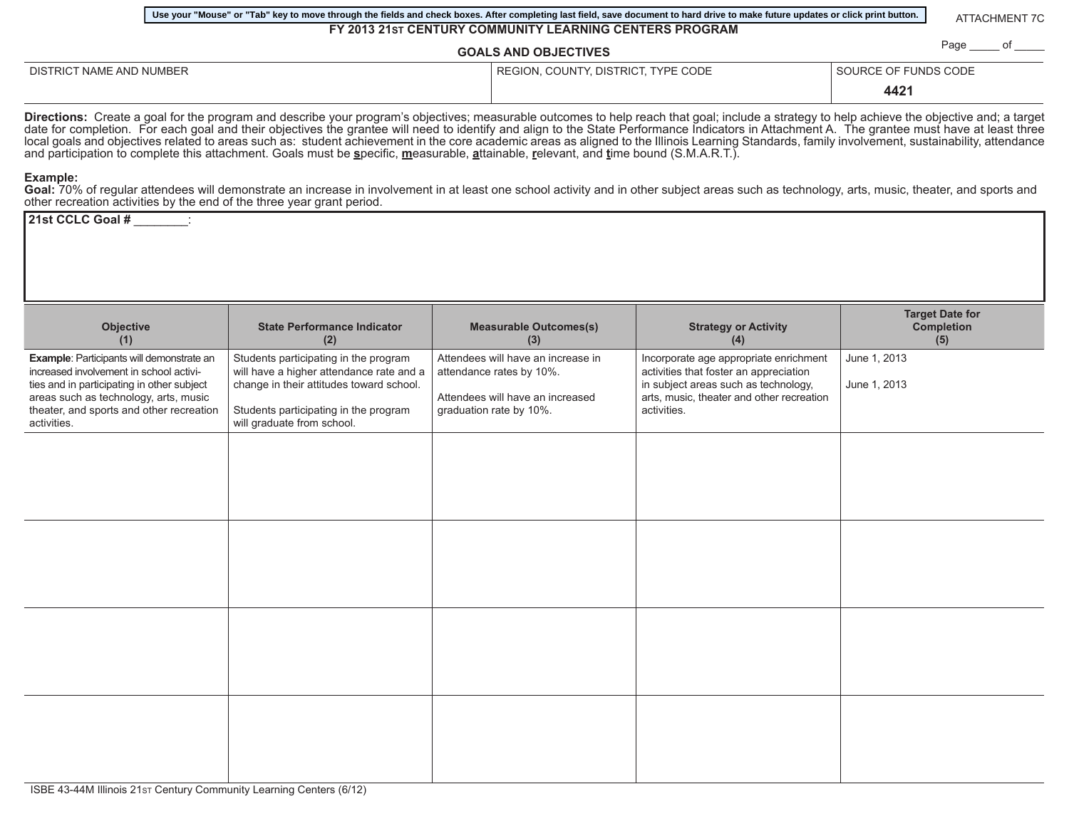Use your "Mouse" or "Tab" key to move through the fields and check boxes. After completing last field, save document to hard drive to make future updates or click print button.

ATTACHMENT 7C

# FY 2013 21ST CENTURY COMMUNITY LEARNING CENTERS PROGRAM

## GOALS AND OBJECTIVES

Page _____ of _____

| DISTRICT NAME AND NUMBER | REGION, COUNTY, DISTRICT, TYPE CODE | SOURCE OF FUNDS CODE |
|---|---|---|
| | | **4421** |

**Directions:** Create a goal for the program and describe your program's objectives; measurable outcomes to help reach that goal; include a strategy to help achieve the objective and; a target date for completion. For each goal and their objectives the grantee will need to identify and align to the State Performance Indicators in Attachment A. The grantee must have at least three local goals and objectives related to areas such as: student achievement in the core academic areas as aligned to the Illinois Learning Standards, family involvement, sustainability, attendance and participation to complete this attachment. Goals must be **s**pecific, **m**easurable, **a**ttainable, **r**elevant, and **t**ime bound (S.M.A.R.T.).

**Example:**
**Goal:** 70% of regular attendees will demonstrate an increase in involvement in at least one school activity and in other subject areas such as technology, arts, music, theater, and sports and other recreation activities by the end of the three year grant period.

**21st CCLC Goal # ________:**

| Objective (1) | State Performance Indicator (2) | Measurable Outcomes(s) (3) | Strategy or Activity (4) | Target Date for Completion (5) |
|---|---|---|---|---|
| **Example**: Participants will demonstrate an increased involvement in school activities and in participating in other subject areas such as technology, arts, music theater, and sports and other recreation activities. | Students participating in the program will have a higher attendance rate and a change in their attitudes toward school.<br><br>Students participating in the program will graduate from school. | Attendees will have an increase in attendance rates by 10%.<br><br>Attendees will have an increased graduation rate by 10%. | Incorporate age appropriate enrichment activities that foster an appreciation in subject areas such as technology, arts, music, theater and other recreation activities. | June 1, 2013<br><br>June 1, 2013 |
| | | | | |
| | | | | |
| | | | | |
| | | | | |

ISBE 43-44M Illinois 21ST Century Community Learning Centers (6/12)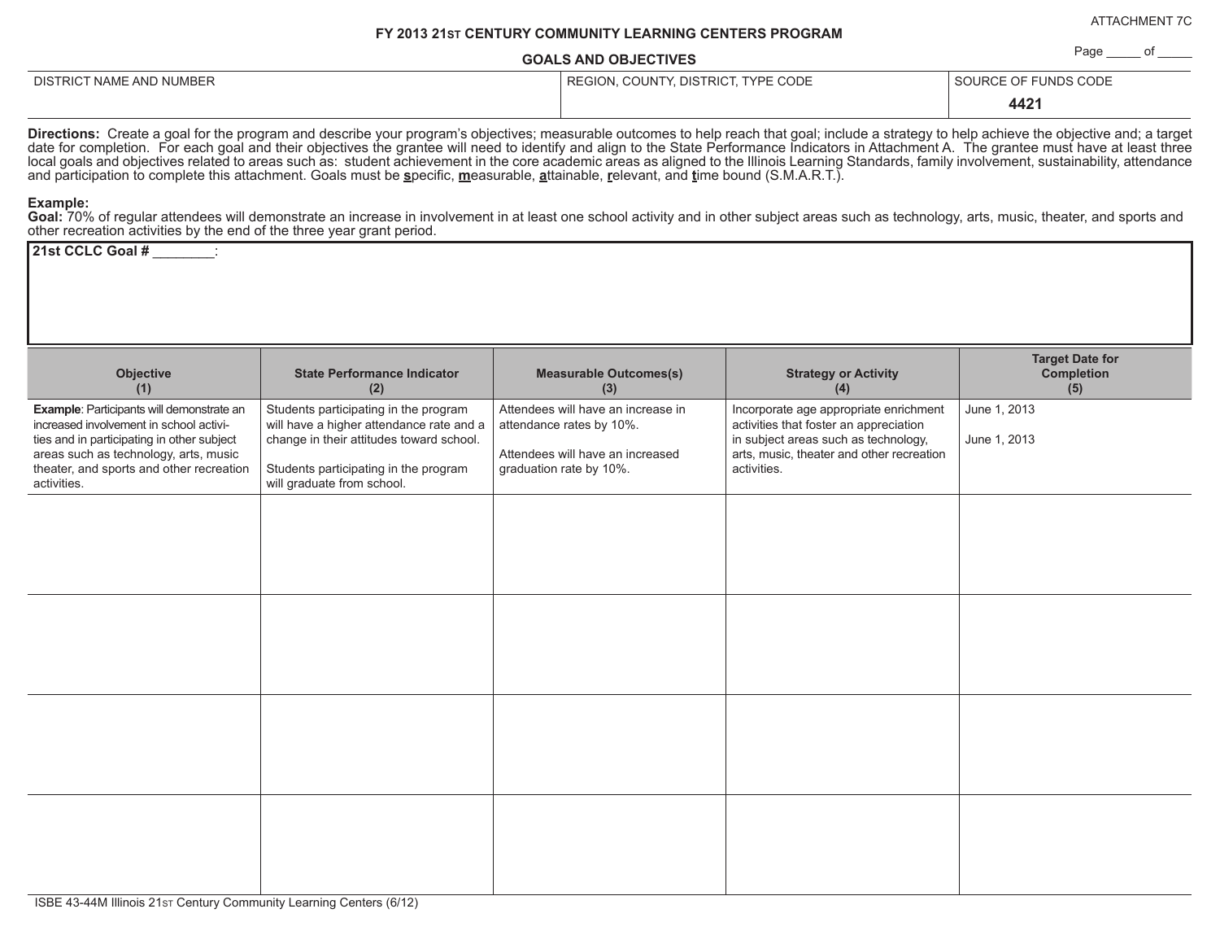ATTACHMENT 7C

**FY 2013 21ST CENTURY COMMUNITY LEARNING CENTERS PROGRAM**

**GOALS AND OBJECTIVES**

Page _____ of _____

| DISTRICT NAME AND NUMBER | REGION, COUNTY, DISTRICT, TYPE CODE | SOURCE OF FUNDS CODE |
|---|---|---|
| | | **4421** |

**Directions:** Create a goal for the program and describe your program's objectives; measurable outcomes to help reach that goal; include a strategy to help achieve the objective and; a target date for completion. For each goal and their objectives the grantee will need to identify and align to the State Performance Indicators in Attachment A. The grantee must have at least three local goals and objectives related to areas such as: student achievement in the core academic areas as aligned to the Illinois Learning Standards, family involvement, sustainability, attendance and participation to complete this attachment. Goals must be **s**pecific, **m**easurable, **a**ttainable, **r**elevant, and **t**ime bound (S.M.A.R.T.).

**Example:**
**Goal:** 70% of regular attendees will demonstrate an increase in involvement in at least one school activity and in other subject areas such as technology, arts, music, theater, and sports and other recreation activities by the end of the three year grant period.

**21st CCLC Goal # ________:**

| Objective (1) | State Performance Indicator (2) | Measurable Outcomes(s) (3) | Strategy or Activity (4) | Target Date for Completion (5) |
|---|---|---|---|---|
| **Example**: Participants will demonstrate an increased involvement in school activities and in participating in other subject areas such as technology, arts, music theater, and sports and other recreation activities. | Students participating in the program will have a higher attendance rate and a change in their attitudes toward school.<br><br>Students participating in the program will graduate from school. | Attendees will have an increase in attendance rates by 10%.<br><br>Attendees will have an increased graduation rate by 10%. | Incorporate age appropriate enrichment activities that foster an appreciation in subject areas such as technology, arts, music, theater and other recreation activities. | June 1, 2013<br><br>June 1, 2013 |
| | | | | |
| | | | | |
| | | | | |
| | | | | |

ISBE 43-44M Illinois 21ST Century Community Learning Centers (6/12)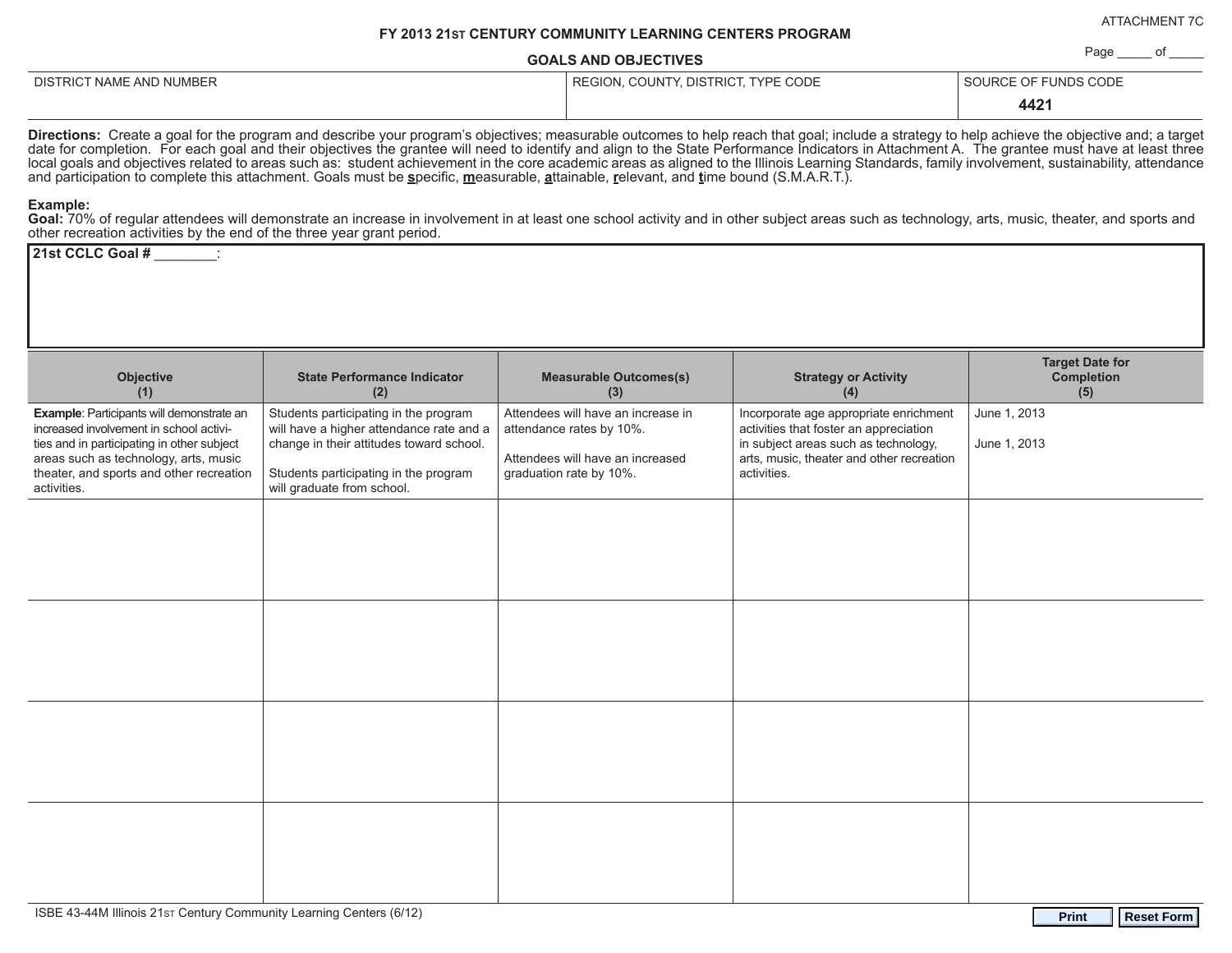ATTACHMENT 7C

## FY 2013 21ST CENTURY COMMUNITY LEARNING CENTERS PROGRAM

## GOALS AND OBJECTIVES

Page _____ of _____

| DISTRICT NAME AND NUMBER | REGION, COUNTY, DISTRICT, TYPE CODE | SOURCE OF FUNDS CODE |
|---|---|---|
| | | **4421** |

**Directions:** Create a goal for the program and describe your program's objectives; measurable outcomes to help reach that goal; include a strategy to help achieve the objective and; a target date for completion. For each goal and their objectives the grantee will need to identify and align to the State Performance Indicators in Attachment A. The grantee must have at least three local goals and objectives related to areas such as: student achievement in the core academic areas as aligned to the Illinois Learning Standards, family involvement, sustainability, attendance and participation to complete this attachment. Goals must be **s**pecific, **m**easurable, **a**ttainable, **r**elevant, and **t**ime bound (S.M.A.R.T.).

**Example:**
**Goal:** 70% of regular attendees will demonstrate an increase in involvement in at least one school activity and in other subject areas such as technology, arts, music, theater, and sports and other recreation activities by the end of the three year grant period.

**21st CCLC Goal # ________:**

| Objective (1) | State Performance Indicator (2) | Measurable Outcomes(s) (3) | Strategy or Activity (4) | Target Date for Completion (5) |
|---|---|---|---|---|
| **Example**: Participants will demonstrate an increased involvement in school activities and in participating in other subject areas such as technology, arts, music theater, and sports and other recreation activities. | Students participating in the program will have a higher attendance rate and a change in their attitudes toward school.<br><br>Students participating in the program will graduate from school. | Attendees will have an increase in attendance rates by 10%.<br><br>Attendees will have an increased graduation rate by 10%. | Incorporate age appropriate enrichment activities that foster an appreciation in subject areas such as technology, arts, music, theater and other recreation activities. | June 1, 2013<br><br>June 1, 2013 |
| | | | | |
| | | | | |
| | | | | |
| | | | | |

ISBE 43-44M Illinois 21ST Century Community Learning Centers (6/12)

Print | Reset Form